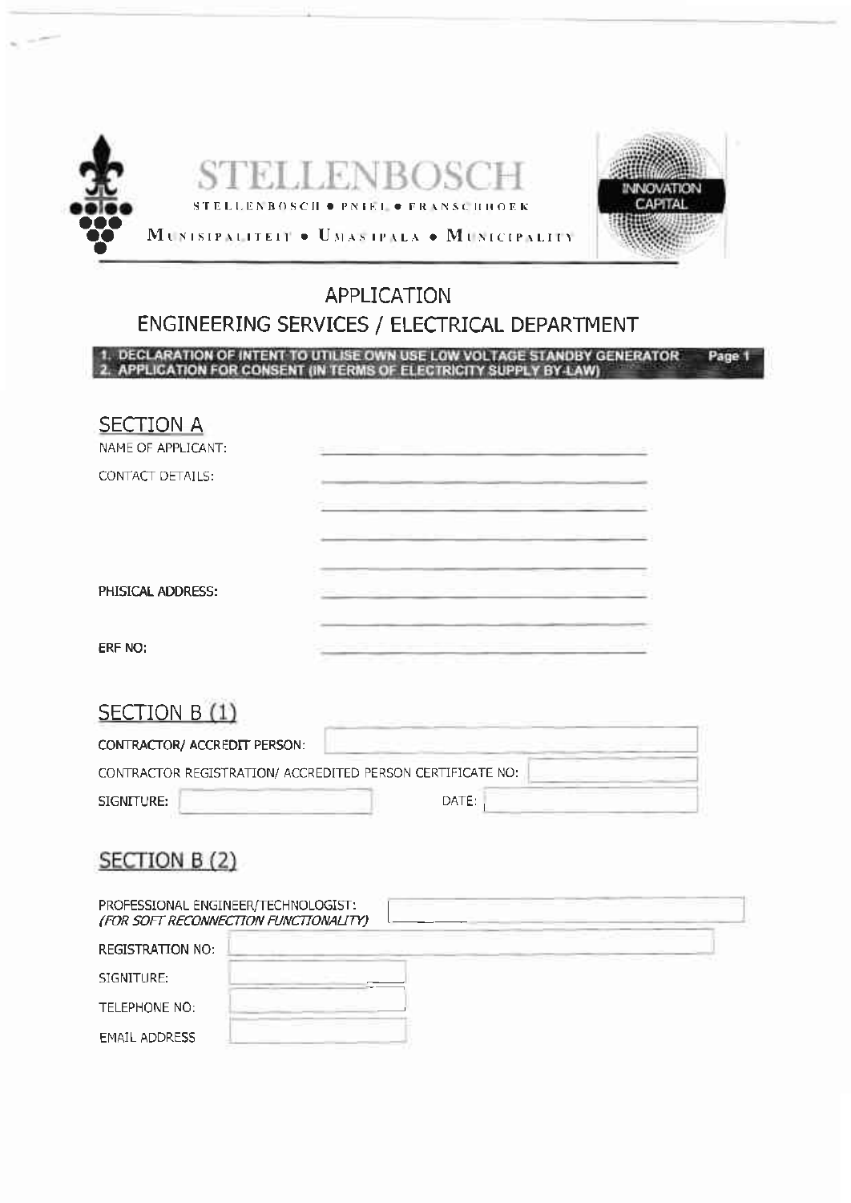# STELLENBOSCH

STELLENBOSCH • PNIEL • FRANSCHHOEK

MUNISIPALITEIT • UMASIPALA • MUNICIPALITY

INNOVATION CAPITAL

## APPLICATION

## ENGINEERING SERVICES / ELECTRICAL DEPARTMENT

**1. DECLARATION OF INTENT TO UTILISE OWN USE LOW VOLTAGE STANDBY GENERATOR** **Page 1**
**2. APPLICATION FOR CONSENT (IN TERMS OF ELECTRICITY SUPPLY BY-LAW)**

## SECTION A

NAME OF APPLICANT: ______________________________

CONTACT DETAILS: ______________________________

______________________________

______________________________

______________________________

PHISICAL ADDRESS: ______________________________

______________________________

ERF NO: ______________________________

## SECTION B (1)

CONTRACTOR/ ACCREDIT PERSON: ______________________________

CONTRACTOR REGISTRATION/ ACCREDITED PERSON CERTIFICATE NO: ______________________________

SIGNITURE: ______________________________ DATE: ______________________________

## SECTION B (2)

PROFESSIONAL ENGINEER/TECHNOLOGIST: *(FOR SOFT RECONNECTION FUNCTIONALITY)* ______________________________

REGISTRATION NO: ______________________________

SIGNITURE: ______________________________

TELEPHONE NO: ______________________________

EMAIL ADDRESS ______________________________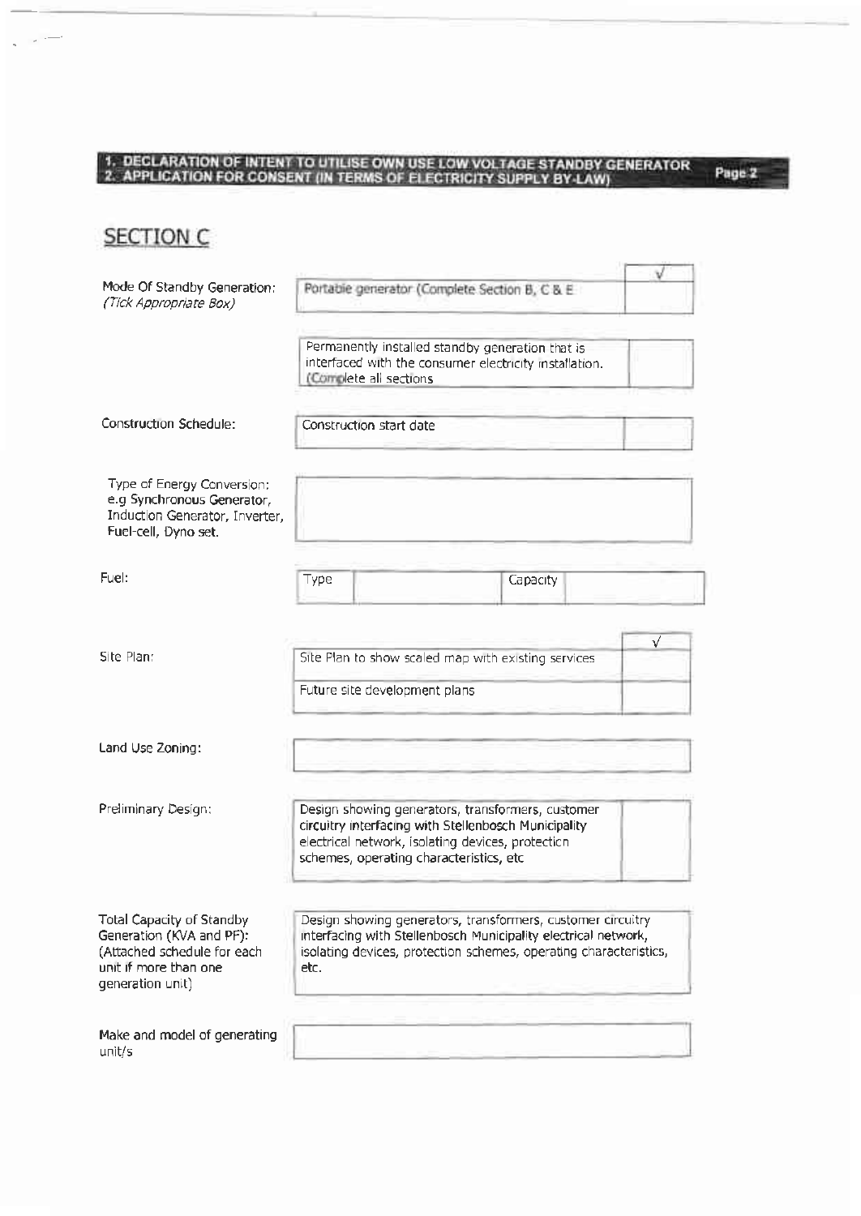**1. DECLARATION OF INTENT TO UTILISE OWN USE LOW VOLTAGE STANDBY GENERATOR**
**2. APPLICATION FOR CONSENT (IN TERMS OF ELECTRICITY SUPPLY BY-LAW)**

## SECTION C

| | | √ |
|---|---|---|
| Mode Of Standby Generation: *(Tick Appropriate Box)* | Portable generator (Complete Section B, C & E | |
| | Permanently installed standby generation that is interfaced with the consumer electricity installation. (Complete all sections | |

| | | |
|---|---|---|
| Construction Schedule: | Construction start date | |

| | |
|---|---|
| Type of Energy Conversion: e.g Synchronous Generator, Induction Generator, Inverter, Fuel-cell, Dyno set. | |

| | | | | |
|---|---|---|---|---|
| Fuel: | Type | | Capacity | |

| | | √ |
|---|---|---|
| Site Plan: | Site Plan to show scaled map with existing services | |
| | Future site development plans | |

| | |
|---|---|
| Land Use Zoning: | |

| | | |
|---|---|---|
| Preliminary Design: | Design showing generators, transformers, customer circuitry interfacing with Stellenbosch Municipality electrical network, isolating devices, protection schemes, operating characteristics, etc | |

| | |
|---|---|
| Total Capacity of Standby Generation (KVA and PF): (Attached schedule for each unit if more than one generation unit) | Design showing generators, transformers, customer circuitry interfacing with Stellenbosch Municipality electrical network, isolating devices, protection schemes, operating characteristics, etc. |

| | |
|---|---|
| Make and model of generating unit/s | |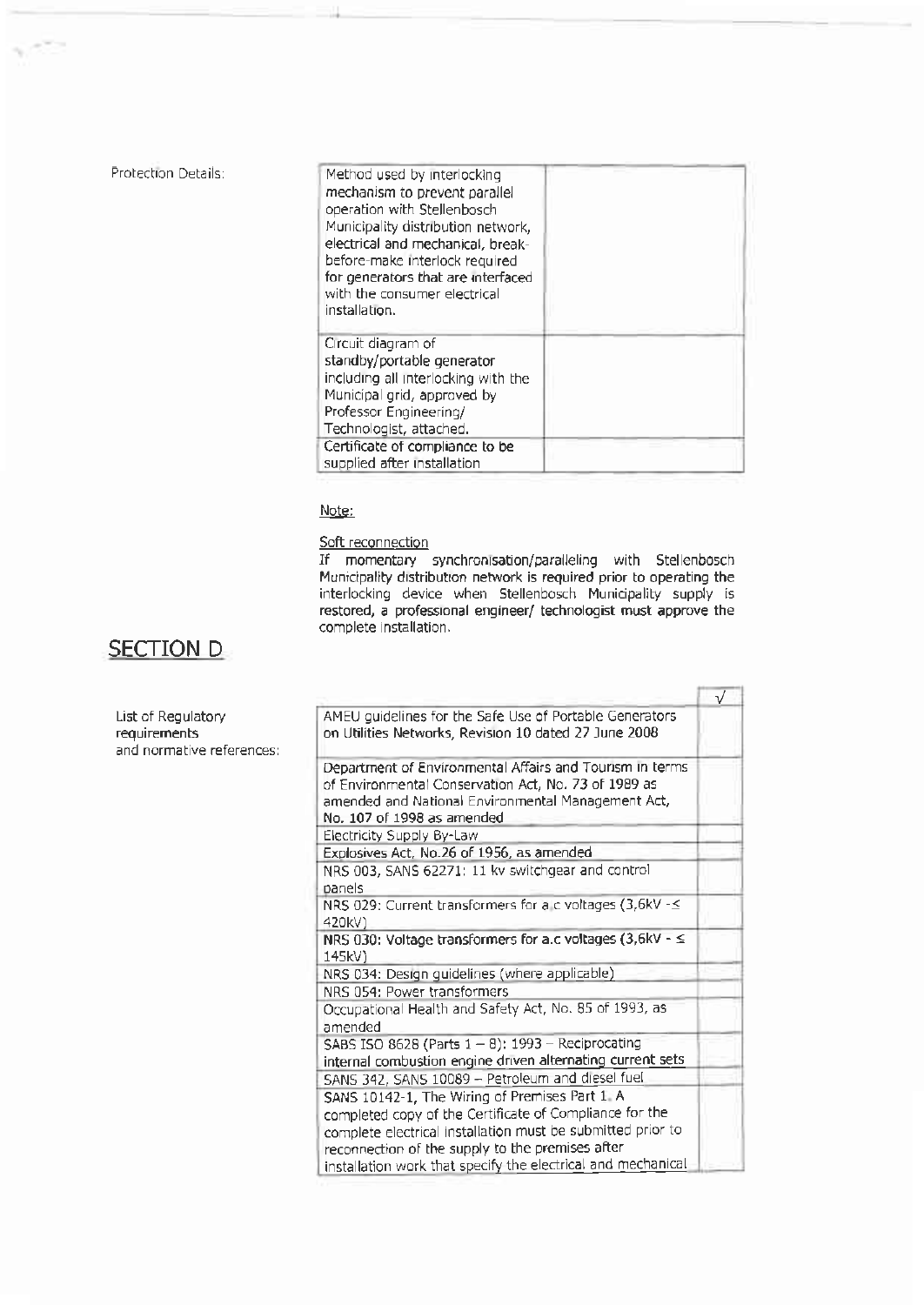Protection Details:

| Method used by interlocking mechanism to prevent parallel operation with Stellenbosch Municipality distribution network, electrical and mechanical, break-before-make interlock required for generators that are interfaced with the consumer electrical installation. | |
| --- | --- |
| Circuit diagram of standby/portable generator including all interlocking with the Municipal grid, approved by Professor Engineering/ Technologist, attached. | |
| Certificate of compliance to be supplied after installation | |

Note:

Soft reconnection

If momentary synchronisation/paralleling with Stellenbosch Municipality distribution network is required prior to operating the interlocking device when Stellenbosch Municipality supply is restored, a professional engineer/ technologist must approve the complete installation.

## SECTION D

List of Regulatory requirements and normative references:

| | √ |
| --- | --- |
| AMEU guidelines for the Safe Use of Portable Generators on Utilities Networks, Revision 10 dated 27 June 2008 | |
| Department of Environmental Affairs and Tourism in terms of Environmental Conservation Act, No. 73 of 1989 as amended and National Environmental Management Act, No. 107 of 1998 as amended | |
| Electricity Supply By-Law | |
| Explosives Act, No.26 of 1956, as amended | |
| NRS 003, SANS 62271: 11 kv switchgear and control panels | |
| NRS 029: Current transformers for a.c voltages (3,6kV - ≤ 420kV) | |
| NRS 030: Voltage transformers for a.c voltages (3,6kV - ≤ 145kV) | |
| NRS 034: Design guidelines (where applicable) | |
| NRS 054: Power transformers | |
| Occupational Health and Safety Act, No. 85 of 1993, as amended | |
| SABS ISO 8628 (Parts 1 – 8): 1993 – Reciprocating internal combustion engine driven alternating current sets | |
| SANS 342, SANS 10089 – Petroleum and diesel fuel | |
| SANS 10142-1, The Wiring of Premises Part 1. A completed copy of the Certificate of Compliance for the complete electrical installation must be submitted prior to reconnection of the supply to the premises after installation work that specify the electrical and mechanical | |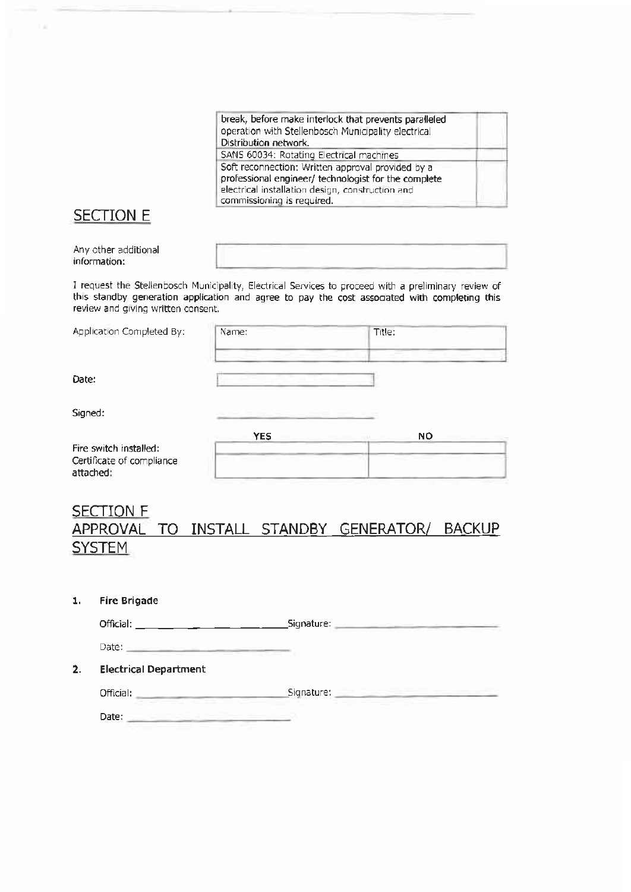| | |
|---|---|
| break, before make interlock that prevents paralleled operation with Stellenbosch Municipality electrical Distribution network. | |
| SANS 60034: Rotating Electrical machines | |
| Soft reconnection: Written approval provided by a professional engineer/ technologist for the complete electrical installation design, construction and commissioning is required. | |

## SECTION E

Any other additional information:

| |
|---|
| |

I request the Stellenbosch Municipality, Electrical Services to proceed with a preliminary review of this standby generation application and agree to pay the cost associated with completing this review and giving written consent.

Application Completed By:

| Name: | Title: |
|---|---|
| | |

Date:

Signed: ______________________

| | YES | NO |
|---|---|---|
| Fire switch installed: | | |
| Certificate of compliance attached: | | |

## SECTION F
## APPROVAL TO INSTALL STANDBY GENERATOR/ BACKUP SYSTEM

1. **Fire Brigade**

   Official: ______________________ Signature: ______________________

   Date: ______________________

2. **Electrical Department**

   Official: ______________________ Signature: ______________________

   Date: ______________________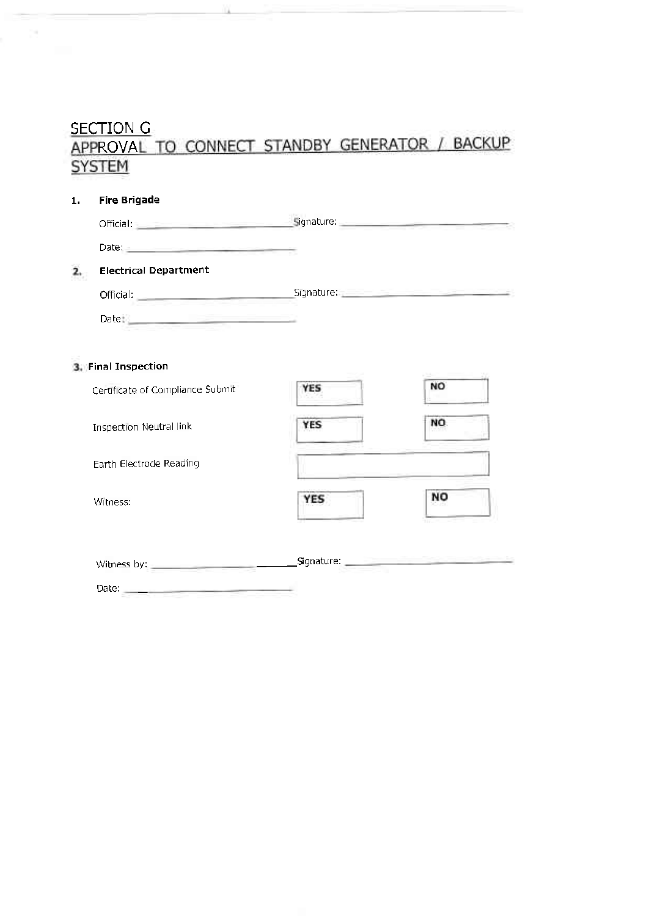## SECTION G

## APPROVAL TO CONNECT STANDBY GENERATOR / BACKUP SYSTEM

1. **Fire Brigade**

   Official: ______________________ Signature: ______________________

   Date: ______________________

2. **Electrical Department**

   Official: ______________________ Signature: ______________________

   Date: ______________________

3. **Final Inspection**

| | | |
|---|---|---|
| Certificate of Compliance Submit | **YES** | **NO** |
| Inspection Neutral link | **YES** | **NO** |
| Earth Electrode Reading | | |
| Witness: | **YES** | **NO** |

Witness by: ______________________ Signature: ______________________

Date: ______________________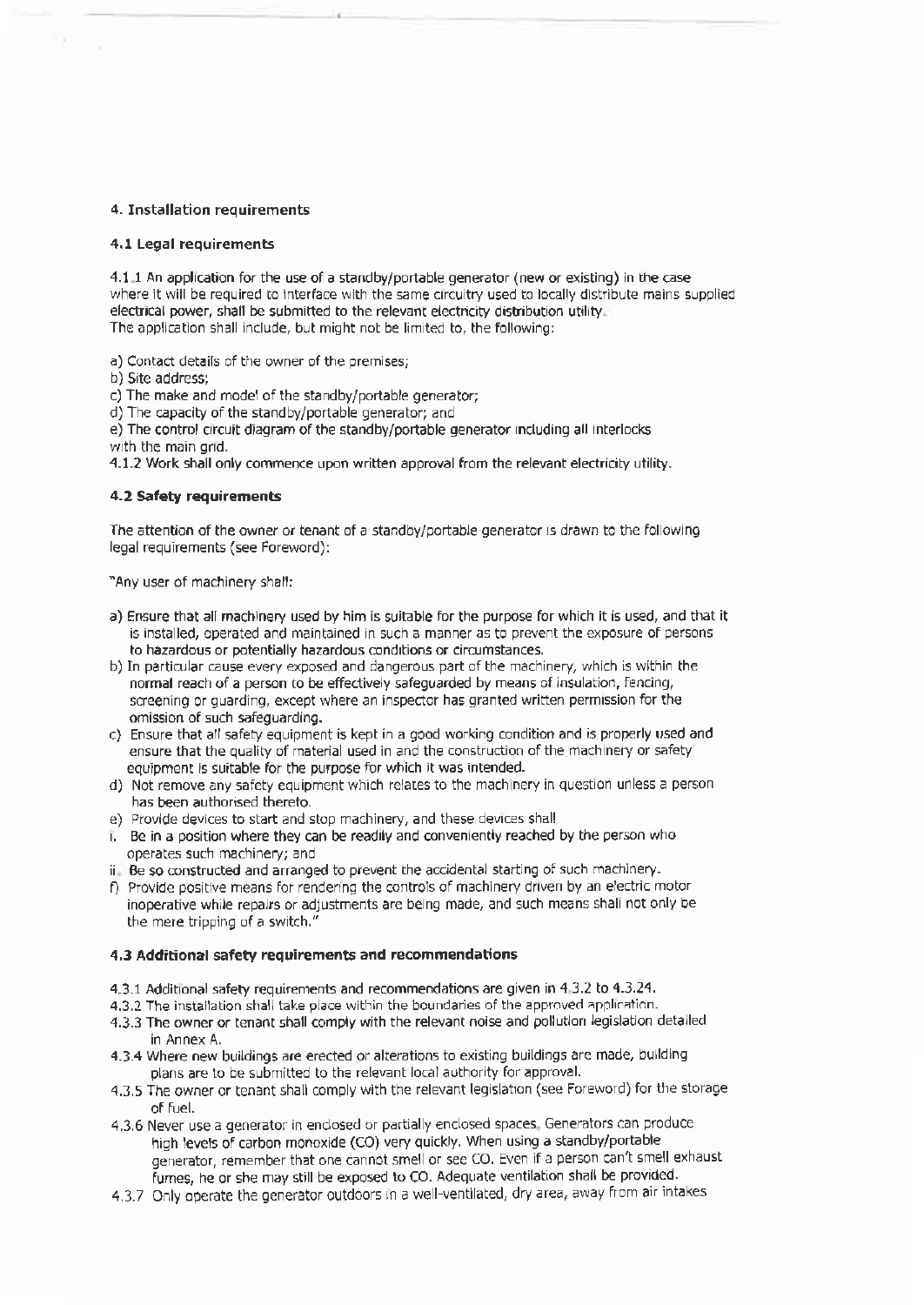## 4. Installation requirements

### 4.1 Legal requirements

4.1.1 An application for the use of a standby/portable generator (new or existing) in the case where it will be required to interface with the same circuitry used to locally distribute mains supplied electrical power, shall be submitted to the relevant electricity distribution utility.
The application shall include, but might not be limited to, the following:

a) Contact details of the owner of the premises;
b) Site address;
c) The make and model of the standby/portable generator;
d) The capacity of the standby/portable generator; and
e) The control circuit diagram of the standby/portable generator including all interlocks with the main grid.

4.1.2 Work shall only commence upon written approval from the relevant electricity utility.

### 4.2 Safety requirements

The attention of the owner or tenant of a standby/portable generator is drawn to the following legal requirements (see Foreword):

"Any user of machinery shall:

a) Ensure that all machinery used by him is suitable for the purpose for which it is used, and that it is installed, operated and maintained in such a manner as to prevent the exposure of persons to hazardous or potentially hazardous conditions or circumstances.
b) In particular cause every exposed and dangerous part of the machinery, which is within the normal reach of a person to be effectively safeguarded by means of insulation, fencing, screening or guarding, except where an inspector has granted written permission for the omission of such safeguarding.
c) Ensure that all safety equipment is kept in a good working condition and is properly used and ensure that the quality of material used in and the construction of the machinery or safety equipment is suitable for the purpose for which it was intended.
d) Not remove any safety equipment which relates to the machinery in question unless a person has been authorised thereto.
e) Provide devices to start and stop machinery, and these devices shall
i. Be in a position where they can be readily and conveniently reached by the person who operates such machinery; and
ii. Be so constructed and arranged to prevent the accidental starting of such machinery.
f) Provide positive means for rendering the controls of machinery driven by an electric motor inoperative while repairs or adjustments are being made, and such means shall not only be the mere tripping of a switch."

### 4.3 Additional safety requirements and recommendations

4.3.1 Additional safety requirements and recommendations are given in 4.3.2 to 4.3.24.
4.3.2 The installation shall take place within the boundaries of the approved application.
4.3.3 The owner or tenant shall comply with the relevant noise and pollution legislation detailed in Annex A.
4.3.4 Where new buildings are erected or alterations to existing buildings are made, building plans are to be submitted to the relevant local authority for approval.
4.3.5 The owner or tenant shall comply with the relevant legislation (see Foreword) for the storage of fuel.
4.3.6 Never use a generator in enclosed or partially enclosed spaces. Generators can produce high levels of carbon monoxide (CO) very quickly. When using a standby/portable generator, remember that one cannot smell or see CO. Even if a person can't smell exhaust fumes, he or she may still be exposed to CO. Adequate ventilation shall be provided.
4.3.7 Only operate the generator outdoors in a well-ventilated, dry area, away from air intakes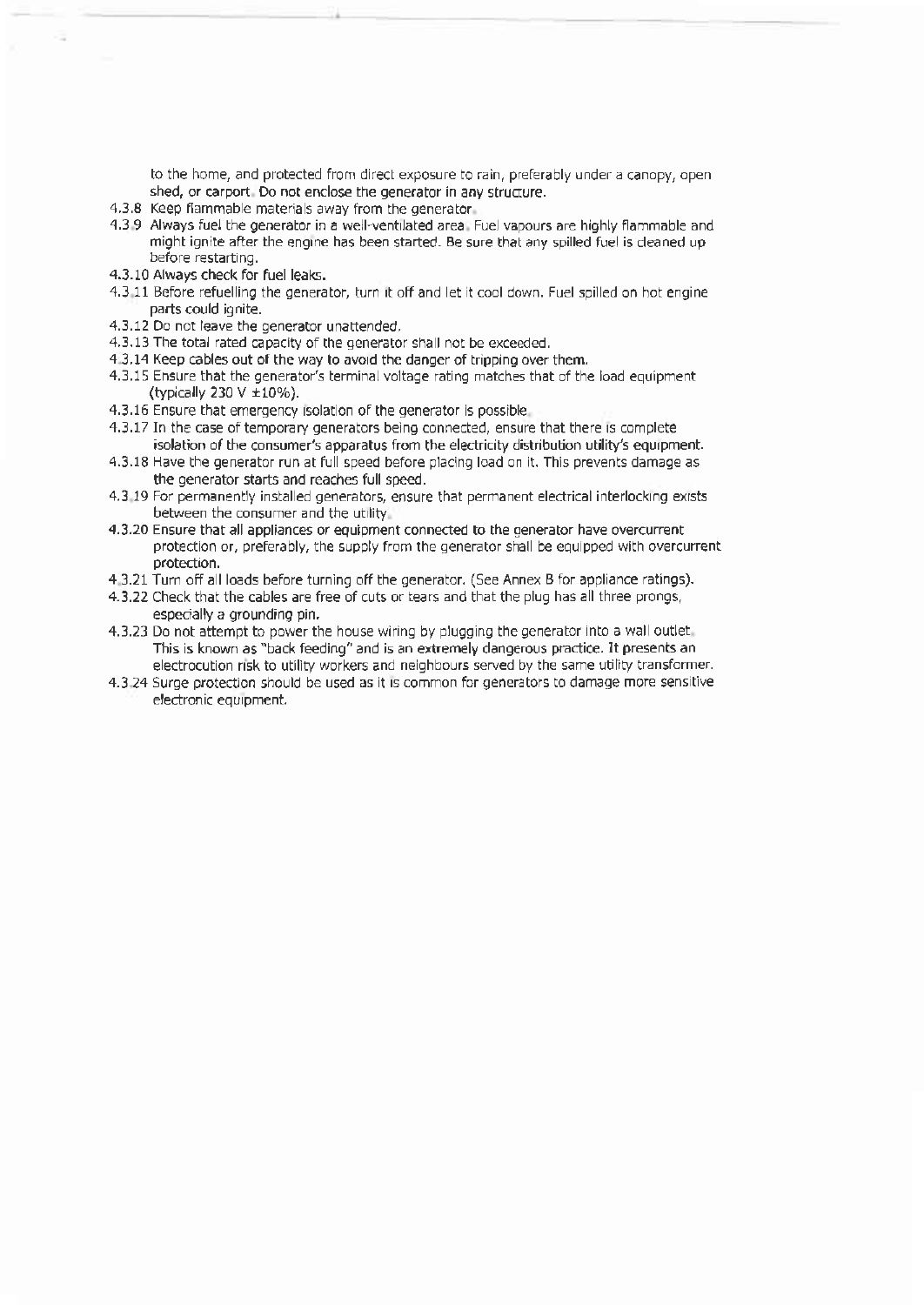to the home, and protected from direct exposure to rain, preferably under a canopy, open shed, or carport. Do not enclose the generator in any structure.

4.3.8 Keep flammable materials away from the generator.

4.3.9 Always fuel the generator in a well-ventilated area. Fuel vapours are highly flammable and might ignite after the engine has been started. Be sure that any spilled fuel is cleaned up before restarting.

4.3.10 Always check for fuel leaks.

4.3.11 Before refuelling the generator, turn it off and let it cool down. Fuel spilled on hot engine parts could ignite.

4.3.12 Do not leave the generator unattended.

4.3.13 The total rated capacity of the generator shall not be exceeded.

4.3.14 Keep cables out of the way to avoid the danger of tripping over them.

4.3.15 Ensure that the generator's terminal voltage rating matches that of the load equipment (typically 230 V ±10%).

4.3.16 Ensure that emergency isolation of the generator is possible.

4.3.17 In the case of temporary generators being connected, ensure that there is complete isolation of the consumer's apparatus from the electricity distribution utility's equipment.

4.3.18 Have the generator run at full speed before placing load on it. This prevents damage as the generator starts and reaches full speed.

4.3.19 For permanently installed generators, ensure that permanent electrical interlocking exists between the consumer and the utility.

4.3.20 Ensure that all appliances or equipment connected to the generator have overcurrent protection or, preferably, the supply from the generator shall be equipped with overcurrent protection.

4.3.21 Turn off all loads before turning off the generator. (See Annex B for appliance ratings).

4.3.22 Check that the cables are free of cuts or tears and that the plug has all three prongs, especially a grounding pin.

4.3.23 Do not attempt to power the house wiring by plugging the generator into a wall outlet. This is known as "back feeding" and is an extremely dangerous practice. It presents an electrocution risk to utility workers and neighbours served by the same utility transformer.

4.3.24 Surge protection should be used as it is common for generators to damage more sensitive electronic equipment.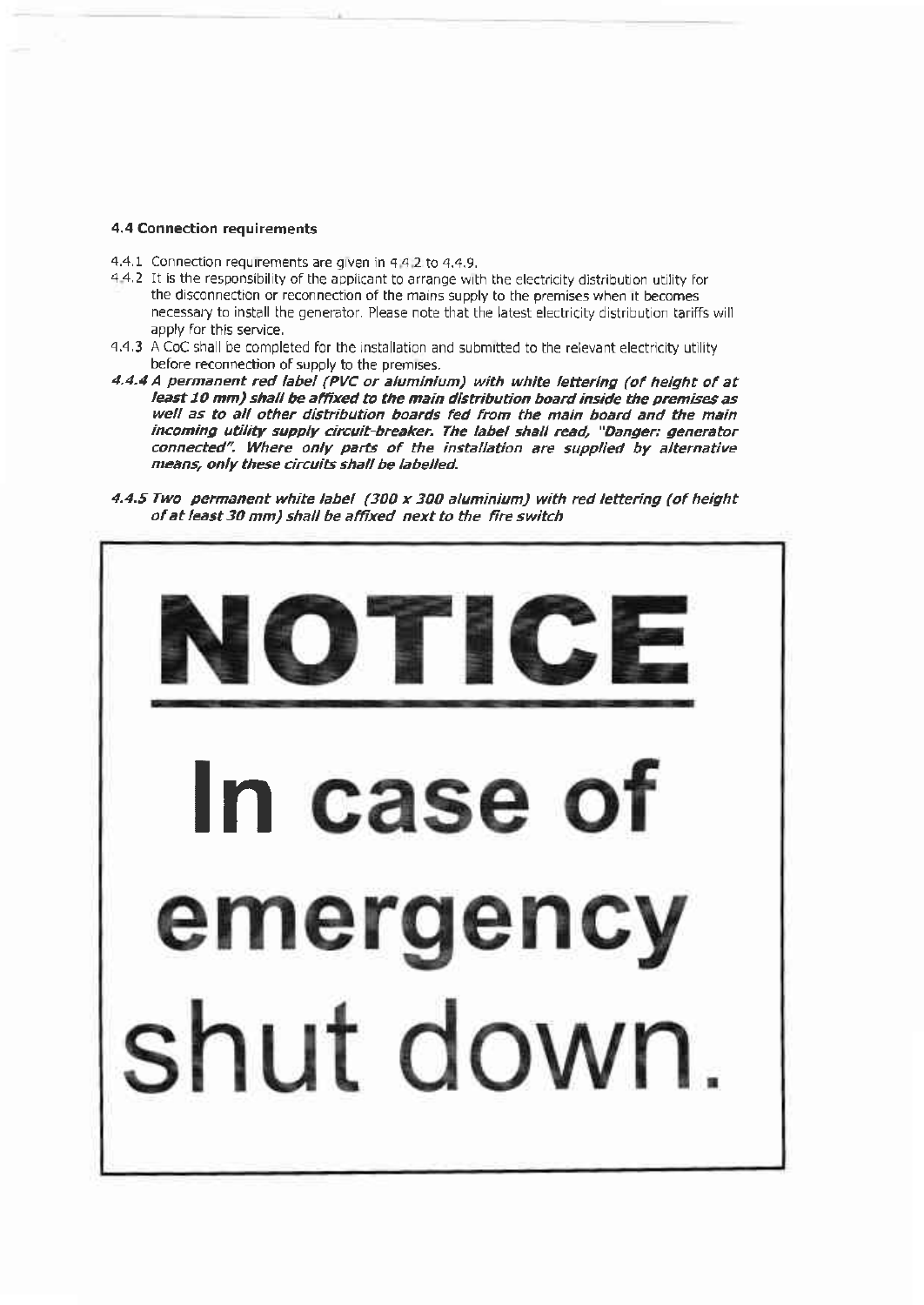### 4.4 Connection requirements

4.4.1 Connection requirements are given in 4.4.2 to 4.4.9.

4.4.2 It is the responsibility of the applicant to arrange with the electricity distribution utility for the disconnection or reconnection of the mains supply to the premises when it becomes necessary to install the generator. Please note that the latest electricity distribution tariffs will apply for this service.

4.4.3 A CoC shall be completed for the installation and submitted to the relevant electricity utility before reconnection of supply to the premises.

***4.4.4 A permanent red label (PVC or aluminium) with white lettering (of height of at least 10 mm) shall be affixed to the main distribution board inside the premises as well as to all other distribution boards fed from the main board and the main incoming utility supply circuit-breaker. The label shall read, "Danger: generator connected". Where only parts of the installation are supplied by alternative means, only these circuits shall be labelled.***

***4.4.5 Two permanent white label (300 x 300 aluminium) with red lettering (of height of at least 30 mm) shall be affixed next to the fire switch***

# NOTICE

# In case of emergency shut down.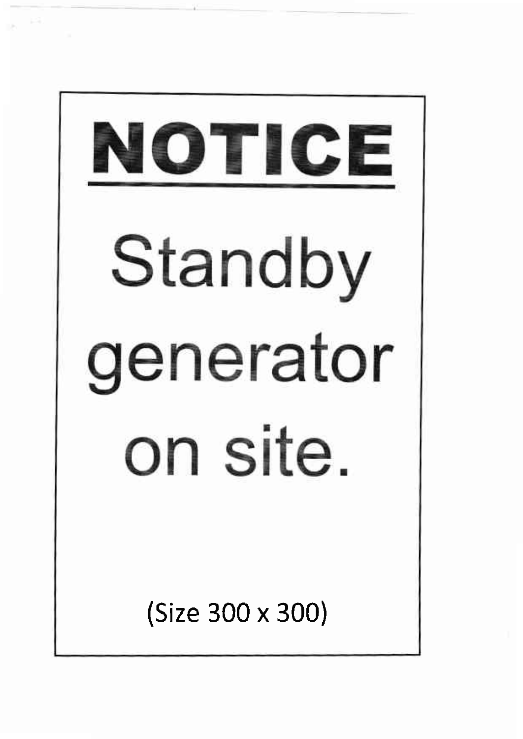# NOTICE

Standby generator on site.

(Size 300 x 300)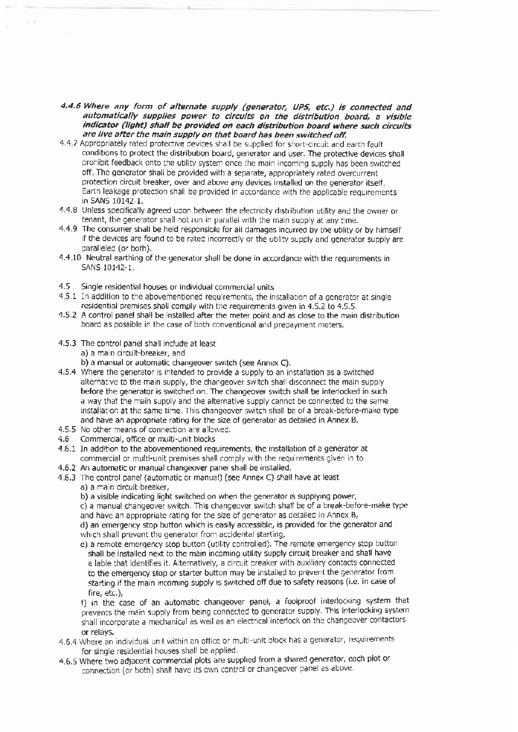**_4.4.6 Where any form of alternate supply (generator, UPS, etc.) is connected and automatically supplies power to circuits on the distribution board, a visible indicator (light) shall be provided on each distribution board where such circuits are live after the main supply on that board has been switched off._**

4.4.7 Appropriately rated protective devices shall be supplied for short-circuit and earth fault conditions to protect the distribution board, generator and user. The protective devices shall prohibit feedback onto the utility system once the main incoming supply has been switched off. The generator shall be provided with a separate, appropriately rated overcurrent protection circuit breaker, over and above any devices installed on the generator itself. Earth leakage protection shall be provided in accordance with the applicable requirements in SANS 10142-1.

4.4.8 Unless specifically agreed upon between the electricity distribution utility and the owner or tenant, the generator shall not run in parallel with the main supply at any time.

4.4.9 The consumer shall be held responsible for all damages incurred by the utility or by himself if the devices are found to be rated incorrectly or the utility supply and generator supply are paralleled (or both).

4.4.10 Neutral earthing of the generator shall be done in accordance with the requirements in SANS 10142-1.

4.5 Single residential houses or individual commercial units

4.5.1 In addition to the abovementioned requirements, the installation of a generator at single residential premises shall comply with the requirements given in 4.5.2 to 4.5.5.

4.5.2 A control panel shall be installed after the meter point and as close to the main distribution board as possible in the case of both conventional and prepayment meters.

4.5.3 The control panel shall include at least

a) a main circuit-breaker, and

b) a manual or automatic changeover switch (see Annex C).

4.5.4 Where the generator is intended to provide a supply to an installation as a switched alternative to the main supply, the changeover switch shall disconnect the main supply before the generator is switched on. The changeover switch shall be interlocked in such a way that the main supply and the alternative supply cannot be connected to the same installation at the same time. This changeover switch shall be of a break-before-make type and have an appropriate rating for the size of generator as detailed in Annex B.

4.5.5 No other means of connection are allowed.

4.6 Commercial, office or multi-unit blocks

4.6.1 In addition to the abovementioned requirements, the installation of a generator at commercial or multi-unit premises shall comply with the requirements given in to

4.6.2 An automatic or manual changeover panel shall be installed.

4.6.3 The control panel (automatic or manual) (see Annex C) shall have at least

a) a main circuit-breaker,

b) a visible indicating light switched on when the generator is supplying power,

c) a manual changeover switch. This changeover switch shall be of a break-before-make type and have an appropriate rating for the size of generator as detailed in Annex B,

d) an emergency stop button which is easily accessible, is provided for the generator and which shall prevent the generator from accidental starting,

e) a remote emergency stop button (utility controlled). The remote emergency stop button shall be installed next to the main incoming utility supply circuit breaker and shall have a lable that identifies it. Alternatively, a circuit breaker with auxiliary contacts connected to the emergency stop or starter button may be installed to prevent the generator from starting if the main incoming supply is switched off due to safety reasons (i.e. in case of fire, etc.),

f) in the case of an automatic changeover panel, a foolproof interlocking system that prevents the main supply from being connected to generator supply. This interlocking system shall incorporate a mechanical as well as an electrical interlock on the changeover contactors or relays.

4.6.4 Where an individual unit within an office or multi-unit block has a generator, requirements for single residential houses shall be applied.

4.6.5 Where two adjacent commercial plots are supplied from a shared generator, each plot or connection (or both) shall have its own control or changeover panel as above.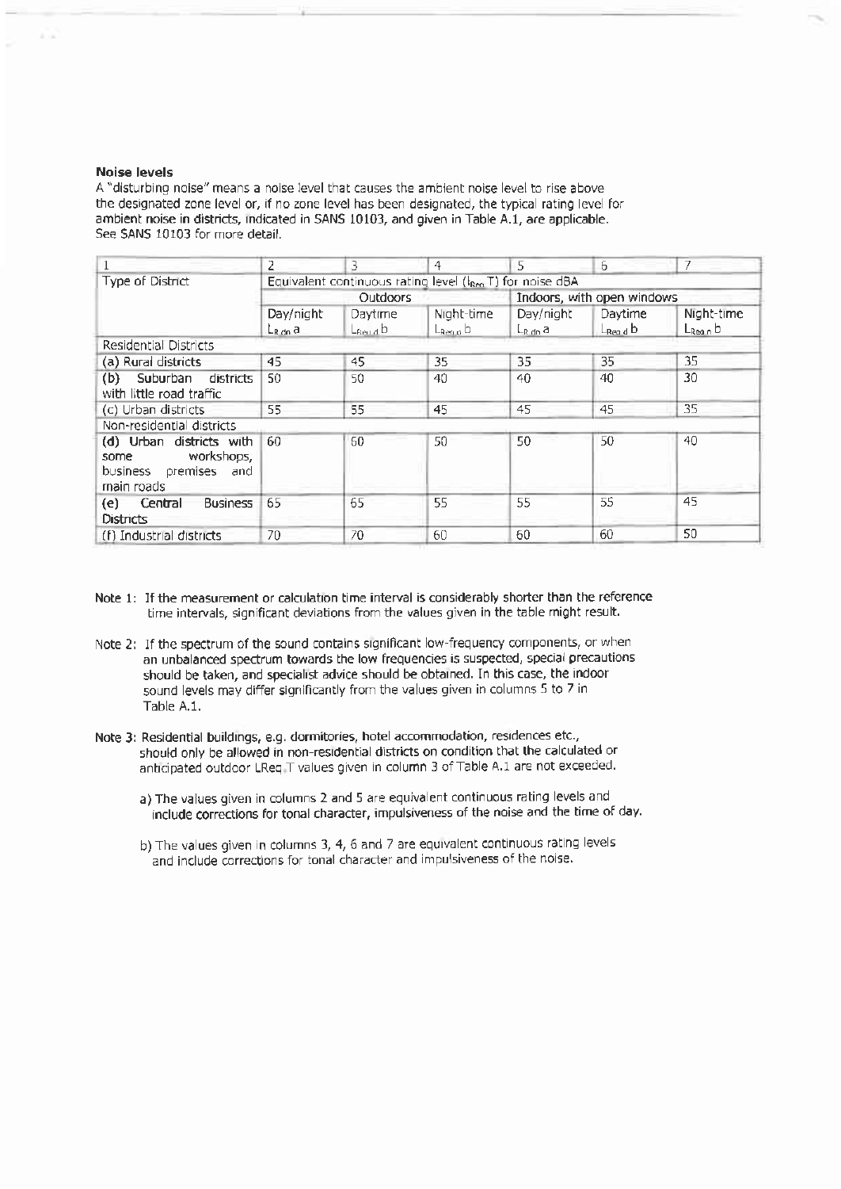**Noise levels**

A "disturbing noise" means a noise level that causes the ambient noise level to rise above the designated zone level or, if no zone level has been designated, the typical rating level for ambient noise in districts, indicated in SANS 10103, and given in Table A.1, are applicable. See SANS 10103 for more detail.

| 1 | 2 | 3 | 4 | 5 | 6 | 7 |
|---|---|---|---|---|---|---|
| Type of District | Equivalent continuous rating level ($L_{Req}$,T) for noise dBA | | | | | |
| | Outdoors | | | Indoors, with open windows | | |
| | Day/night $L_{R,dn}$ a | Daytime $L_{Req,d}$ b | Night-time $L_{Req,n}$ b | Day/night $L_{R,dn}$ a | Daytime $L_{Req,d}$ b | Night-time $L_{Req,n}$ b |
| Residential Districts | | | | | | |
| (a) Rural districts | 45 | 45 | 35 | 35 | 35 | 35 |
| (b) Suburban districts with little road traffic | 50 | 50 | 40 | 40 | 40 | 30 |
| (c) Urban districts | 55 | 55 | 45 | 45 | 45 | 35 |
| Non-residential districts | | | | | | |
| (d) Urban districts with some workshops, business premises and main roads | 60 | 60 | 50 | 50 | 50 | 40 |
| (e) Central Business Districts | 65 | 65 | 55 | 55 | 55 | 45 |
| (f) Industrial districts | 70 | 70 | 60 | 60 | 60 | 50 |

Note 1: If the measurement or calculation time interval is considerably shorter than the reference time intervals, significant deviations from the values given in the table might result.

Note 2: If the spectrum of the sound contains significant low-frequency components, or when an unbalanced spectrum towards the low frequencies is suspected, special precautions should be taken, and specialist advice should be obtained. In this case, the indoor sound levels may differ significantly from the values given in columns 5 to 7 in Table A.1.

Note 3: Residential buildings, e.g. dormitories, hotel accommodation, residences etc., should only be allowed in non-residential districts on condition that the calculated or anticipated outdoor LReq,T values given in column 3 of Table A.1 are not exceeded.

a) The values given in columns 2 and 5 are equivalent continuous rating levels and include corrections for tonal character, impulsiveness of the noise and the time of day.

b) The values given in columns 3, 4, 6 and 7 are equivalent continuous rating levels and include corrections for tonal character and impulsiveness of the noise.